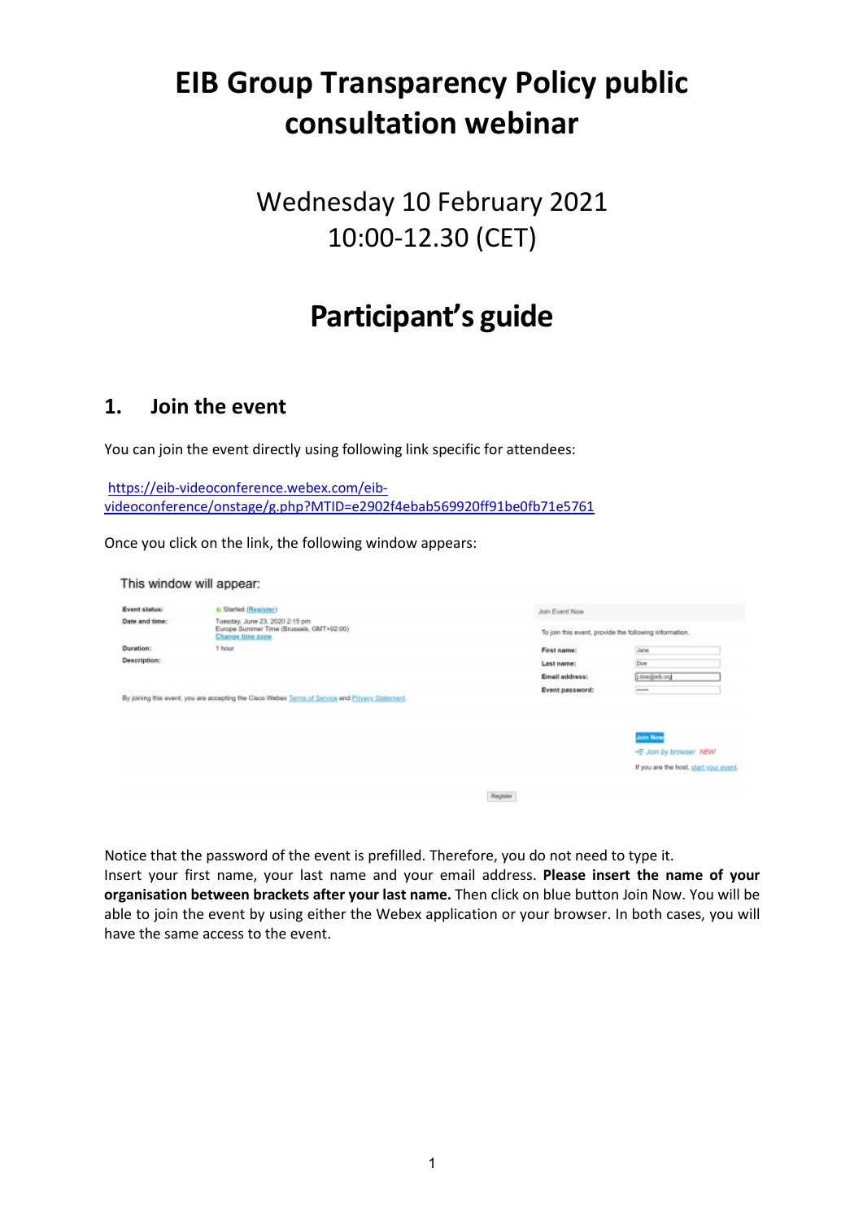# EIB Group Transparency Policy public consultation webinar

Wednesday 10 February 2021
10:00-12.30 (CET)

# Participant's guide

## 1. Join the event

You can join the event directly using following link specific for attendees:

[https://eib-videoconference.webex.com/eib-videoconference/onstage/g.php?MTID=e2902f4ebab569920ff91be0fb71e5761](https://eib-videoconference.webex.com/eib-videoconference/onstage/g.php?MTID=e2902f4ebab569920ff91be0fb71e5761)

Once you click on the link, the following window appears:

This window will appear:

| | |
|---|---|
| Event status: | Started (Register) |
| Date and time: | Tuesday, June 23, 2020 2:15 pm Europe Summer Time (Brussels, GMT+02:00) Change time zone |
| Duration: | 1 hour |
| Description: | |

By joining this event, you are accepting the Cisco Webex Terms of Service and Privacy Statement.

Join Event Now

To join this event, provide the following information.

| | |
|---|---|
| First name: | Jane |
| Last name: | Doe |
| Email address: | j.doe@eib.org |
| Event password: | ••••• |

Join Now

Join by browser NEW!

If you are the host, start your event.

Register

Notice that the password of the event is prefilled. Therefore, you do not need to type it.
Insert your first name, your last name and your email address. **Please insert the name of your organisation between brackets after your last name.** Then click on blue button Join Now. You will be able to join the event by using either the Webex application or your browser. In both cases, you will have the same access to the event.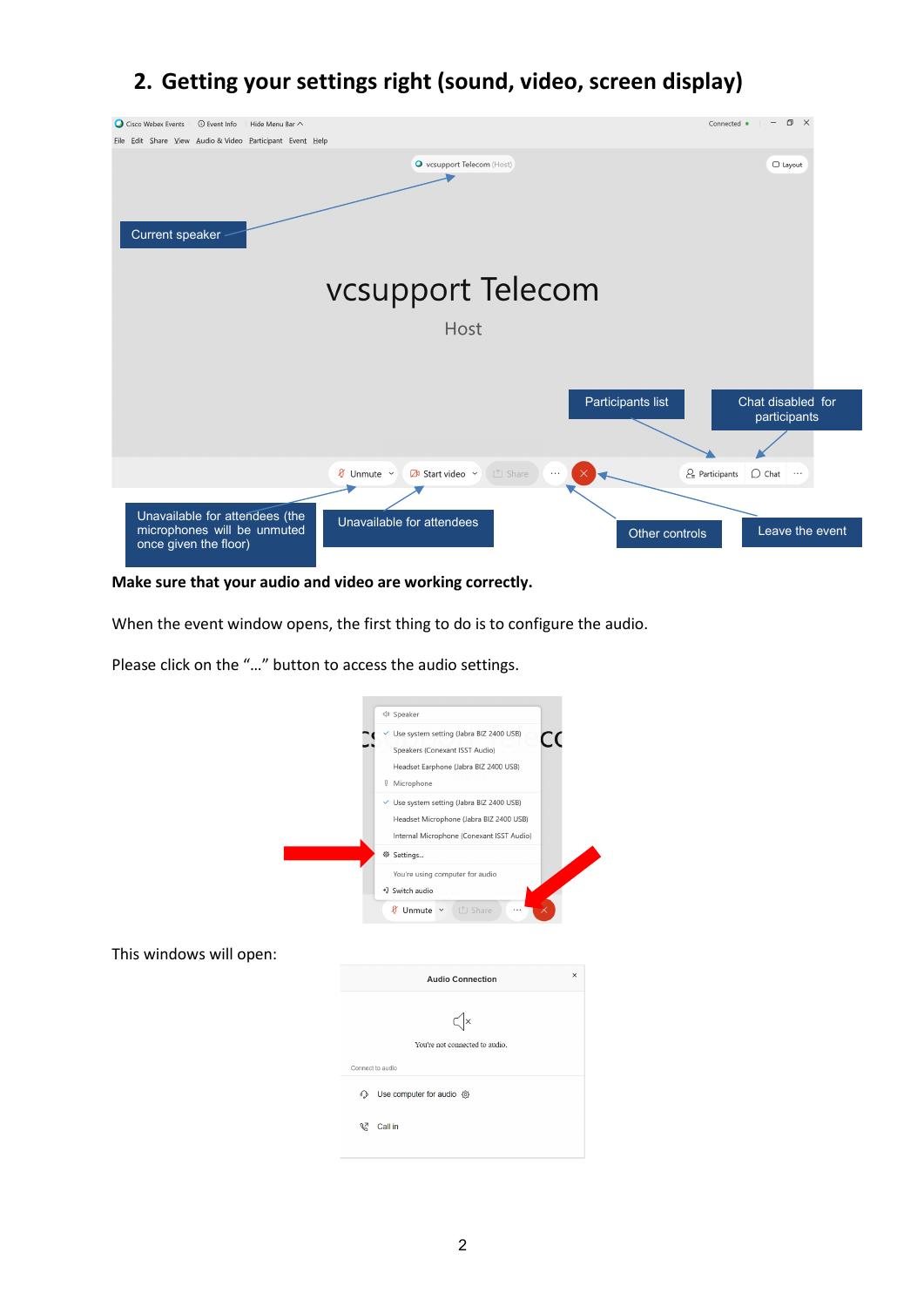## 2. Getting your settings right (sound, video, screen display)

**Make sure that your audio and video are working correctly.**

When the event window opens, the first thing to do is to configure the audio.

Please click on the "…" button to access the audio settings.

This windows will open: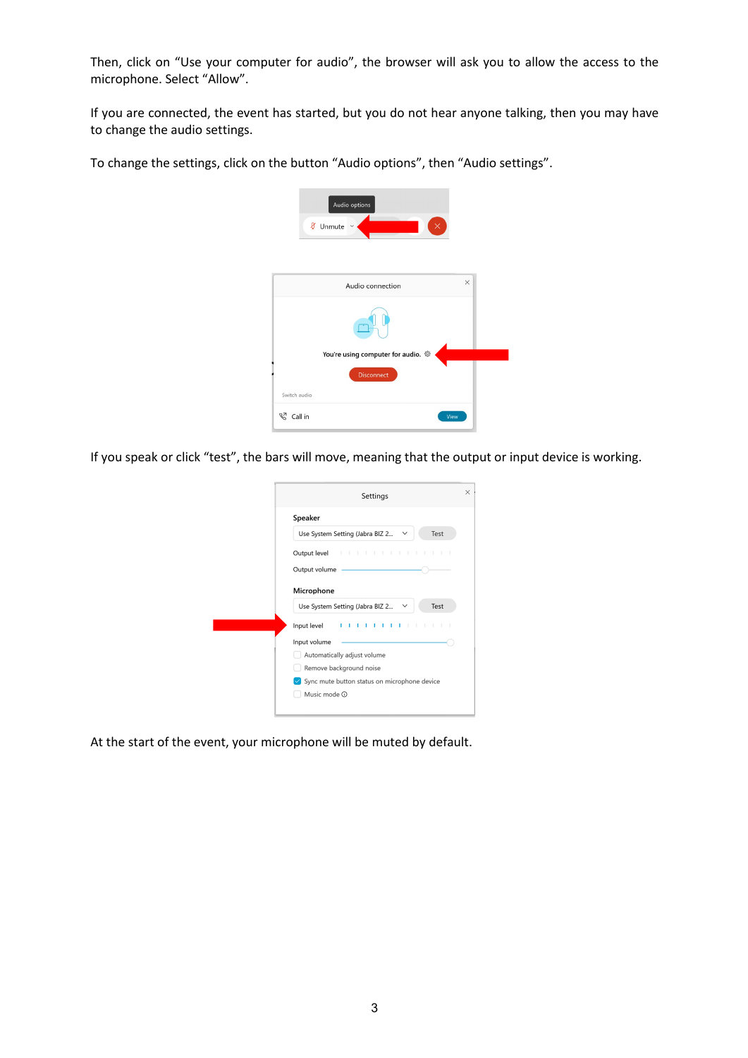Then, click on “Use your computer for audio”, the browser will ask you to allow the access to the microphone. Select “Allow”.

If you are connected, the event has started, but you do not hear anyone talking, then you may have to change the audio settings.

To change the settings, click on the button “Audio options”, then “Audio settings”.

If you speak or click “test”, the bars will move, meaning that the output or input device is working.

At the start of the event, your microphone will be muted by default.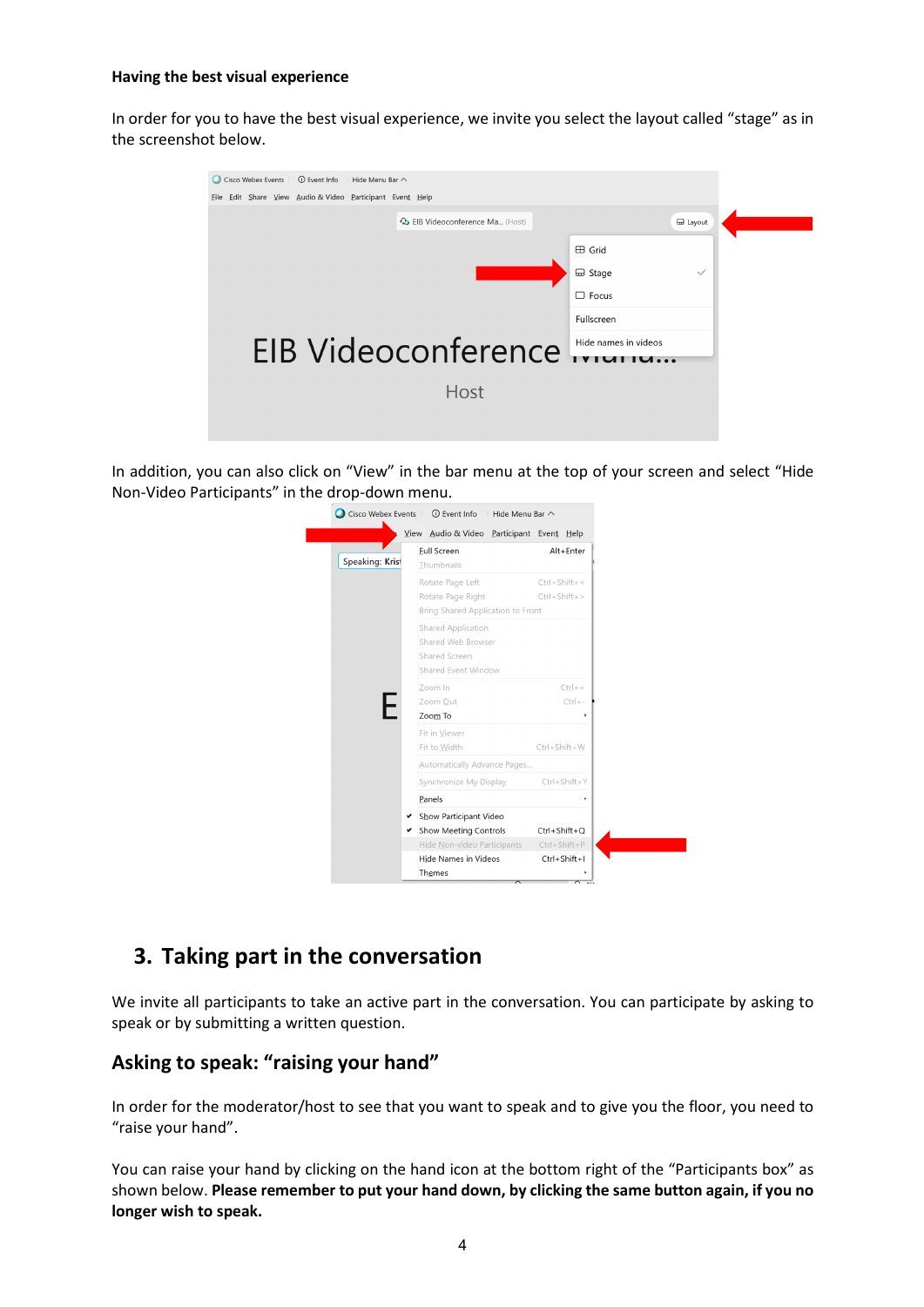**Having the best visual experience**

In order for you to have the best visual experience, we invite you select the layout called "stage" as in the screenshot below.

In addition, you can also click on "View" in the bar menu at the top of your screen and select "Hide Non-Video Participants" in the drop-down menu.

## 3. Taking part in the conversation

We invite all participants to take an active part in the conversation. You can participate by asking to speak or by submitting a written question.

### Asking to speak: "raising your hand"

In order for the moderator/host to see that you want to speak and to give you the floor, you need to "raise your hand".

You can raise your hand by clicking on the hand icon at the bottom right of the "Participants box" as shown below. **Please remember to put your hand down, by clicking the same button again, if you no longer wish to speak.**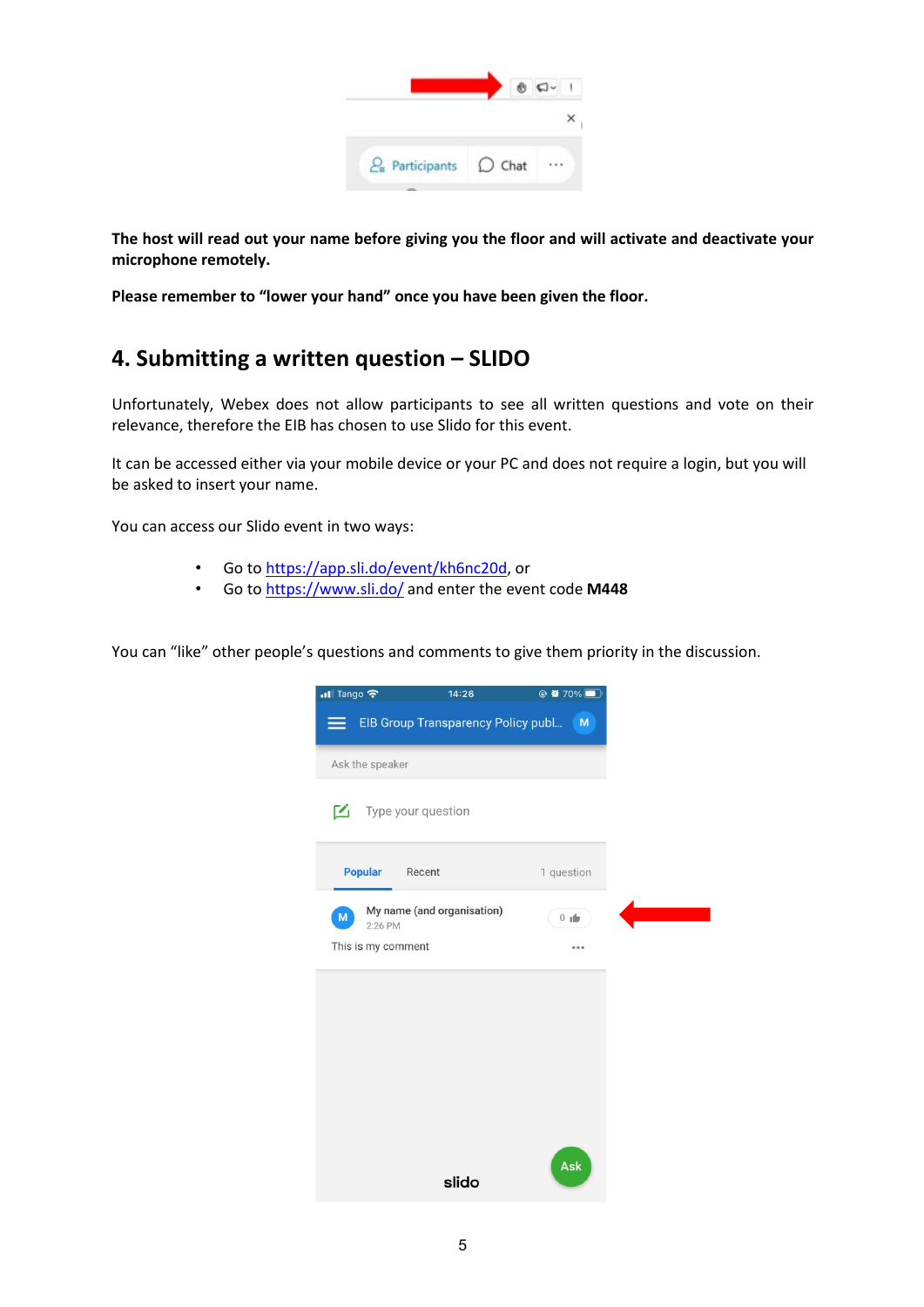**The host will read out your name before giving you the floor and will activate and deactivate your microphone remotely.**

**Please remember to "lower your hand" once you have been given the floor.**

## 4. Submitting a written question – SLIDO

Unfortunately, Webex does not allow participants to see all written questions and vote on their relevance, therefore the EIB has chosen to use Slido for this event.

It can be accessed either via your mobile device or your PC and does not require a login, but you will be asked to insert your name.

You can access our Slido event in two ways:

- Go to https://app.sli.do/event/kh6nc20d, or
- Go to https://www.sli.do/ and enter the event code **M448**

You can "like" other people's questions and comments to give them priority in the discussion.